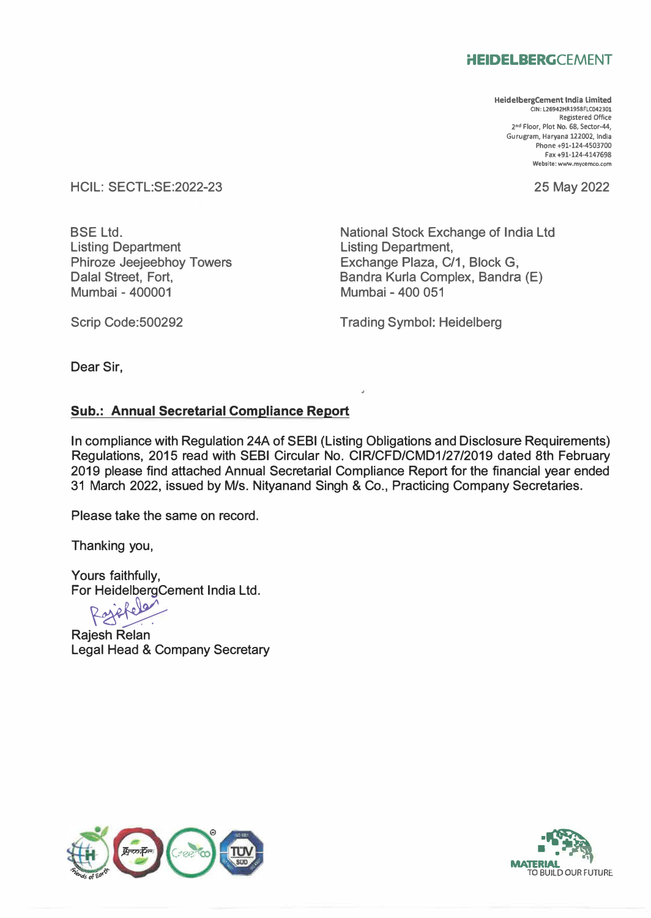**HEIDELBERGCEMENT**

**HeidelbergCement India Limited**
CIN: L26942HR1958FLC042301
Registered Office
2nd Floor, Plot No. 68, Sector-44,
Gurugram, Haryana 122002, India
Phone +91-124-4503700
Fax +91-124-4147698
Website: www.mycemco.com

HCIL: SECTL:SE:2022-23

25 May 2022

BSE Ltd.
Listing Department
Phiroze Jeejeebhoy Towers
Dalal Street, Fort,
Mumbai - 400001

Scrip Code:500292

National Stock Exchange of India Ltd
Listing Department,
Exchange Plaza, C/1, Block G,
Bandra Kurla Complex, Bandra (E)
Mumbai - 400 051

Trading Symbol: Heidelberg

Dear Sir,

**Sub.: Annual Secretarial Compliance Report**

In compliance with Regulation 24A of SEBI (Listing Obligations and Disclosure Requirements) Regulations, 2015 read with SEBI Circular No. CIR/CFD/CMD1/27/2019 dated 8th February 2019 please find attached Annual Secretarial Compliance Report for the financial year ended 31 March 2022, issued by M/s. Nityanand Singh & Co., Practicing Company Secretaries.

Please take the same on record.

Thanking you,

Yours faithfully,
For HeidelbergCement India Ltd.

Rajesh Relan
Legal Head & Company Secretary

MATERIAL TO BUILD OUR FUTURE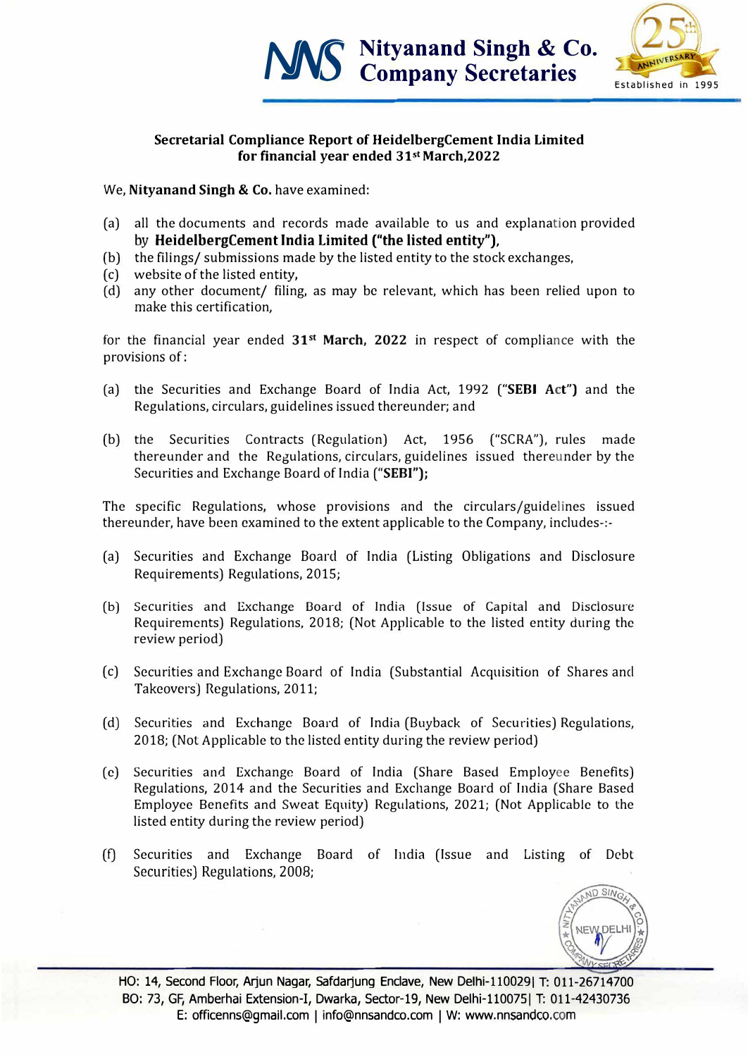**Secretarial Compliance Report of HeidelbergCement India Limited for financial year ended 31st March,2022**

We, **Nityanand Singh & Co.** have examined:

(a) all the documents and records made available to us and explanation provided by **HeidelbergCement India Limited ("the listed entity"),**

(b) the filings/ submissions made by the listed entity to the stock exchanges,

(c) website of the listed entity,

(d) any other document/ filing, as may be relevant, which has been relied upon to make this certification,

for the financial year ended **31st March, 2022** in respect of compliance with the provisions of :

(a) the Securities and Exchange Board of India Act, 1992 (**"SEBI Act")** and the Regulations, circulars, guidelines issued thereunder; and

(b) the Securities Contracts (Regulation) Act, 1956 ("SCRA"), rules made thereunder and the Regulations, circulars, guidelines issued thereunder by the Securities and Exchange Board of India (**"SEBI");**

The specific Regulations, whose provisions and the circulars/guidelines issued thereunder, have been examined to the extent applicable to the Company, includes-:-

(a) Securities and Exchange Board of India (Listing Obligations and Disclosure Requirements) Regulations, 2015;

(b) Securities and Exchange Board of India (Issue of Capital and Disclosure Requirements) Regulations, 2018; (Not Applicable to the listed entity during the review period)

(c) Securities and Exchange Board of India (Substantial Acquisition of Shares and Takeovers) Regulations, 2011;

(d) Securities and Exchange Board of India (Buyback of Securities) Regulations, 2018; (Not Applicable to the listed entity during the review period)

(e) Securities and Exchange Board of India (Share Based Employee Benefits) Regulations, 2014 and the Securities and Exchange Board of India (Share Based Employee Benefits and Sweat Equity) Regulations, 2021; (Not Applicable to the listed entity during the review period)

(f) Securities and Exchange Board of India (Issue and Listing of Debt Securities) Regulations, 2008;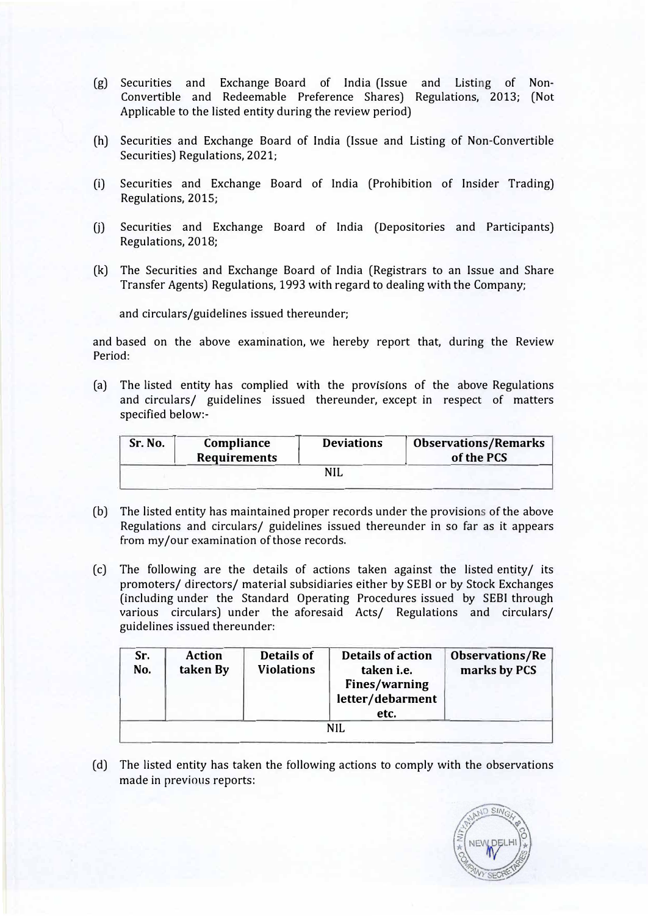(g) Securities and Exchange Board of India (Issue and Listing of Non-Convertible and Redeemable Preference Shares) Regulations, 2013; (Not Applicable to the listed entity during the review period)

(h) Securities and Exchange Board of India (Issue and Listing of Non-Convertible Securities) Regulations, 2021;

(i) Securities and Exchange Board of India (Prohibition of Insider Trading) Regulations, 2015;

(j) Securities and Exchange Board of India (Depositories and Participants) Regulations, 2018;

(k) The Securities and Exchange Board of India (Registrars to an Issue and Share Transfer Agents) Regulations, 1993 with regard to dealing with the Company;

and circulars/guidelines issued thereunder;

and based on the above examination, we hereby report that, during the Review Period:

(a) The listed entity has complied with the provisions of the above Regulations and circulars/ guidelines issued thereunder, except in respect of matters specified below:-

| Sr. No. | Compliance Requirements | Deviations | Observations/Remarks of the PCS |
|---|---|---|---|
| | | NIL | |

(b) The listed entity has maintained proper records under the provisions of the above Regulations and circulars/ guidelines issued thereunder in so far as it appears from my/our examination of those records.

(c) The following are the details of actions taken against the listed entity/ its promoters/ directors/ material subsidiaries either by SEBI or by Stock Exchanges (including under the Standard Operating Procedures issued by SEBI through various circulars) under the aforesaid Acts/ Regulations and circulars/ guidelines issued thereunder:

| Sr. No. | Action taken By | Details of Violations | Details of action taken i.e. Fines/warning letter/debarment etc. | Observations/Remarks by PCS |
|---|---|---|---|---|
| | | NIL | | |

(d) The listed entity has taken the following actions to comply with the observations made in previous reports: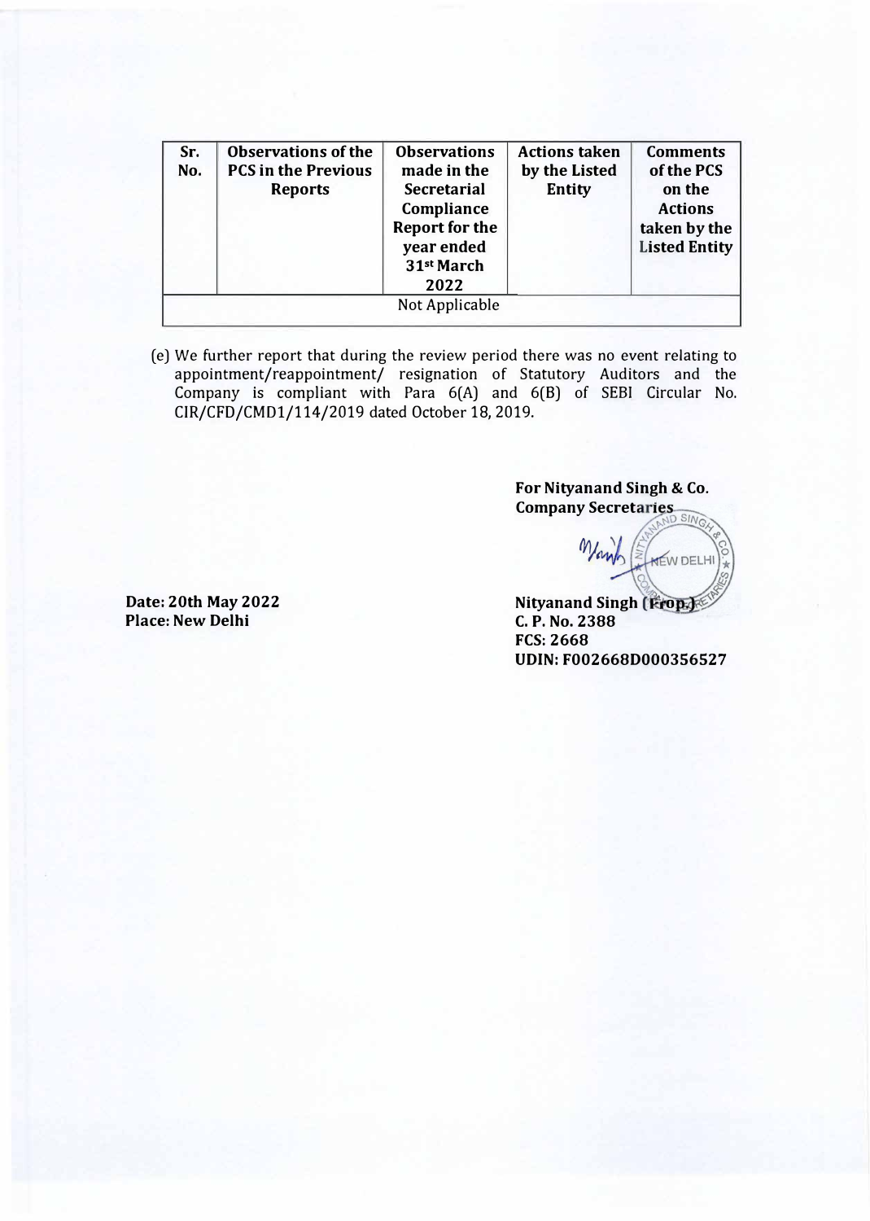| Sr. No. | Observations of the PCS in the Previous Reports | Observations made in the Secretarial Compliance Report for the year ended 31st March 2022 | Actions taken by the Listed Entity | Comments of the PCS on the Actions taken by the Listed Entity |
|---|---|---|---|---|
| | | Not Applicable | | |

(e) We further report that during the review period there was no event relating to appointment/reappointment/ resignation of Statutory Auditors and the Company is compliant with Para 6(A) and 6(B) of SEBI Circular No. CIR/CFD/CMD1/114/2019 dated October 18, 2019.

**For Nityanand Singh & Co.**
**Company Secretaries**

**Date: 20th May 2022**
**Place: New Delhi**

**Nityanand Singh (Prop.)**
**C. P. No. 2388**
**FCS: 2668**
**UDIN: F002668D000356527**